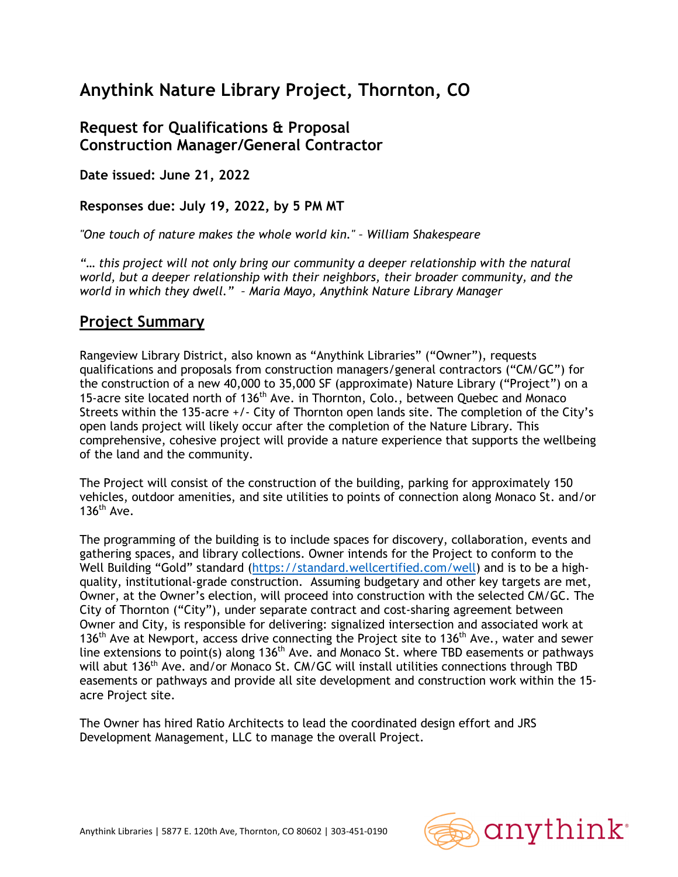# Anythink Nature Library Project, Thornton, CO

## Request for Qualifications & Proposal
## Construction Manager/General Contractor

**Date issued: June 21, 2022**

**Responses due: July 19, 2022, by 5 PM MT**

*"One touch of nature makes the whole world kin." – William Shakespeare*

*"… this project will not only bring our community a deeper relationship with the natural world, but a deeper relationship with their neighbors, their broader community, and the world in which they dwell." – Maria Mayo, Anythink Nature Library Manager*

## Project Summary

Rangeview Library District, also known as "Anythink Libraries" ("Owner"), requests qualifications and proposals from construction managers/general contractors ("CM/GC") for the construction of a new 40,000 to 35,000 SF (approximate) Nature Library ("Project") on a 15-acre site located north of 136th Ave. in Thornton, Colo., between Quebec and Monaco Streets within the 135-acre +/- City of Thornton open lands site. The completion of the City's open lands project will likely occur after the completion of the Nature Library. This comprehensive, cohesive project will provide a nature experience that supports the wellbeing of the land and the community.

The Project will consist of the construction of the building, parking for approximately 150 vehicles, outdoor amenities, and site utilities to points of connection along Monaco St. and/or 136th Ave.

The programming of the building is to include spaces for discovery, collaboration, events and gathering spaces, and library collections. Owner intends for the Project to conform to the Well Building "Gold" standard (https://standard.wellcertified.com/well) and is to be a high-quality, institutional-grade construction. Assuming budgetary and other key targets are met, Owner, at the Owner's election, will proceed into construction with the selected CM/GC. The City of Thornton ("City"), under separate contract and cost-sharing agreement between Owner and City, is responsible for delivering: signalized intersection and associated work at 136th Ave at Newport, access drive connecting the Project site to 136th Ave., water and sewer line extensions to point(s) along 136th Ave. and Monaco St. where TBD easements or pathways will abut 136th Ave. and/or Monaco St. CM/GC will install utilities connections through TBD easements or pathways and provide all site development and construction work within the 15-acre Project site.

The Owner has hired Ratio Architects to lead the coordinated design effort and JRS Development Management, LLC to manage the overall Project.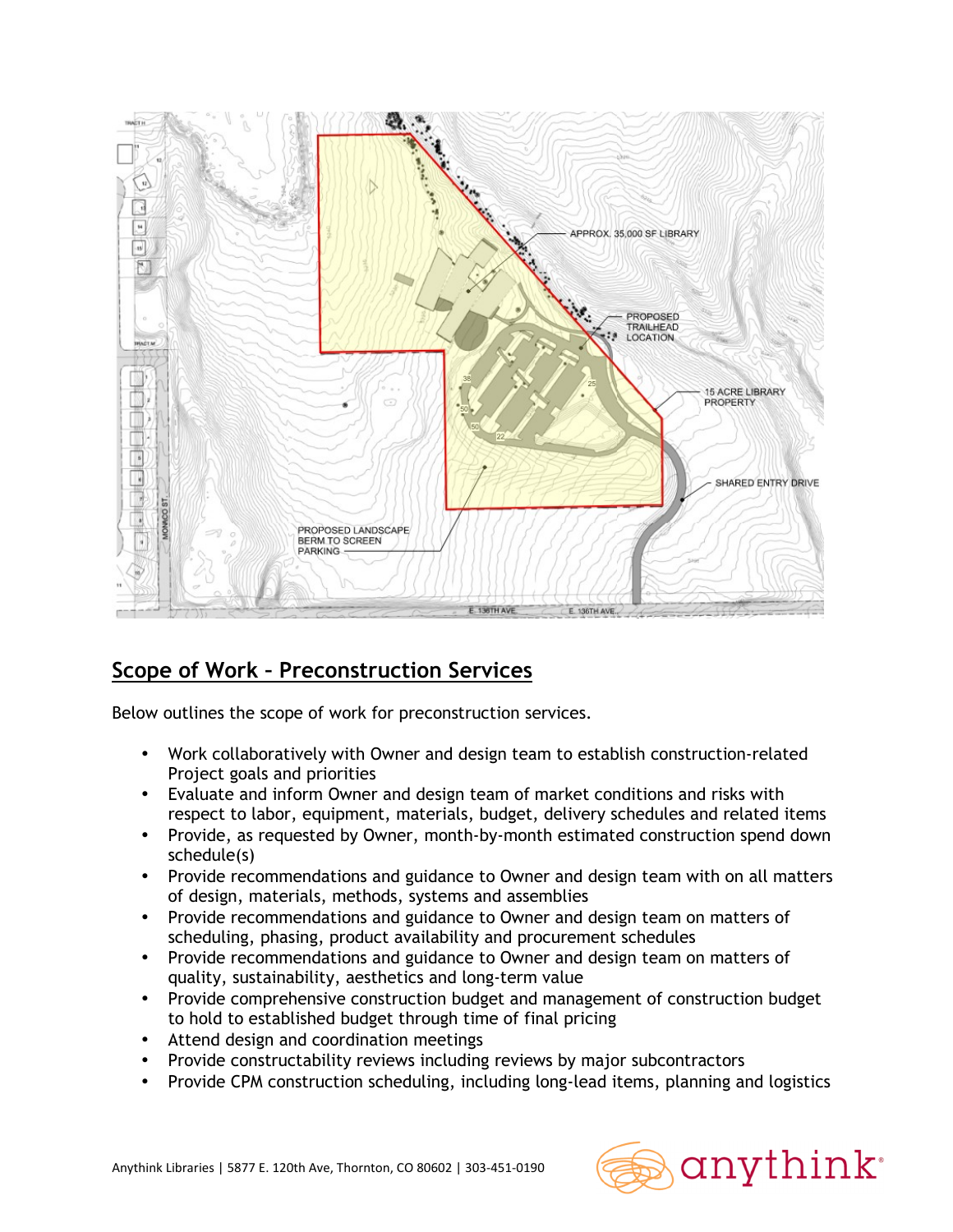## Scope of Work – Preconstruction Services

Below outlines the scope of work for preconstruction services.

- Work collaboratively with Owner and design team to establish construction-related Project goals and priorities
- Evaluate and inform Owner and design team of market conditions and risks with respect to labor, equipment, materials, budget, delivery schedules and related items
- Provide, as requested by Owner, month-by-month estimated construction spend down schedule(s)
- Provide recommendations and guidance to Owner and design team with on all matters of design, materials, methods, systems and assemblies
- Provide recommendations and guidance to Owner and design team on matters of scheduling, phasing, product availability and procurement schedules
- Provide recommendations and guidance to Owner and design team on matters of quality, sustainability, aesthetics and long-term value
- Provide comprehensive construction budget and management of construction budget to hold to established budget through time of final pricing
- Attend design and coordination meetings
- Provide constructability reviews including reviews by major subcontractors
- Provide CPM construction scheduling, including long-lead items, planning and logistics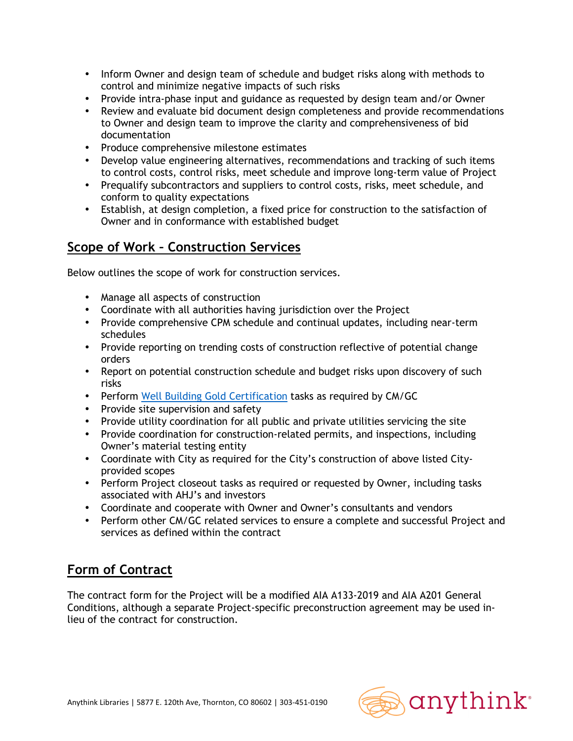- Inform Owner and design team of schedule and budget risks along with methods to control and minimize negative impacts of such risks
- Provide intra-phase input and guidance as requested by design team and/or Owner
- Review and evaluate bid document design completeness and provide recommendations to Owner and design team to improve the clarity and comprehensiveness of bid documentation
- Produce comprehensive milestone estimates
- Develop value engineering alternatives, recommendations and tracking of such items to control costs, control risks, meet schedule and improve long-term value of Project
- Prequalify subcontractors and suppliers to control costs, risks, meet schedule, and conform to quality expectations
- Establish, at design completion, a fixed price for construction to the satisfaction of Owner and in conformance with established budget

## Scope of Work – Construction Services

Below outlines the scope of work for construction services.

- Manage all aspects of construction
- Coordinate with all authorities having jurisdiction over the Project
- Provide comprehensive CPM schedule and continual updates, including near-term schedules
- Provide reporting on trending costs of construction reflective of potential change orders
- Report on potential construction schedule and budget risks upon discovery of such risks
- Perform Well Building Gold Certification tasks as required by CM/GC
- Provide site supervision and safety
- Provide utility coordination for all public and private utilities servicing the site
- Provide coordination for construction-related permits, and inspections, including Owner's material testing entity
- Coordinate with City as required for the City's construction of above listed City-provided scopes
- Perform Project closeout tasks as required or requested by Owner, including tasks associated with AHJ's and investors
- Coordinate and cooperate with Owner and Owner's consultants and vendors
- Perform other CM/GC related services to ensure a complete and successful Project and services as defined within the contract

## Form of Contract

The contract form for the Project will be a modified AIA A133-2019 and AIA A201 General Conditions, although a separate Project-specific preconstruction agreement may be used in-lieu of the contract for construction.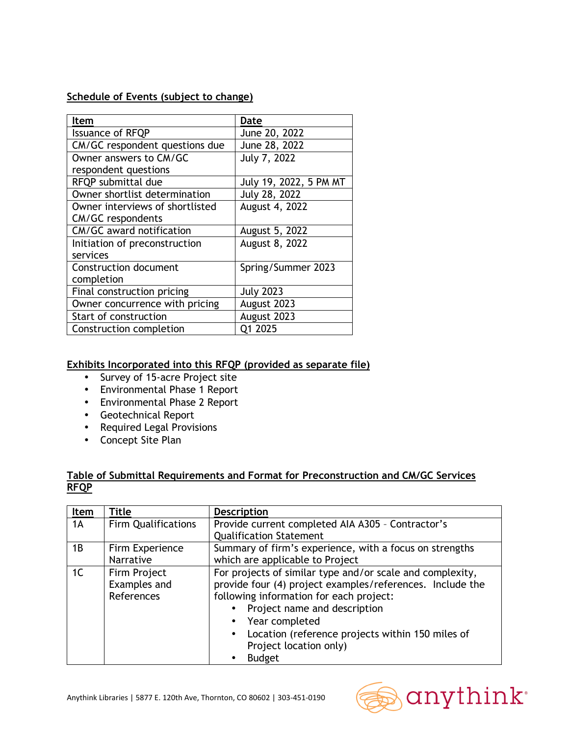**Schedule of Events (subject to change)**

| Item | Date |
| --- | --- |
| Issuance of RFQP | June 20, 2022 |
| CM/GC respondent questions due | June 28, 2022 |
| Owner answers to CM/GC respondent questions | July 7, 2022 |
| RFQP submittal due | July 19, 2022, 5 PM MT |
| Owner shortlist determination | July 28, 2022 |
| Owner interviews of shortlisted CM/GC respondents | August 4, 2022 |
| CM/GC award notification | August 5, 2022 |
| Initiation of preconstruction services | August 8, 2022 |
| Construction document completion | Spring/Summer 2023 |
| Final construction pricing | July 2023 |
| Owner concurrence with pricing | August 2023 |
| Start of construction | August 2023 |
| Construction completion | Q1 2025 |

**Exhibits Incorporated into this RFQP (provided as separate file)**

- Survey of 15-acre Project site
- Environmental Phase 1 Report
- Environmental Phase 2 Report
- Geotechnical Report
- Required Legal Provisions
- Concept Site Plan

**Table of Submittal Requirements and Format for Preconstruction and CM/GC Services RFQP**

| Item | Title | Description |
| --- | --- | --- |
| 1A | Firm Qualifications | Provide current completed AIA A305 – Contractor's Qualification Statement |
| 1B | Firm Experience Narrative | Summary of firm's experience, with a focus on strengths which are applicable to Project |
| 1C | Firm Project Examples and References | For projects of similar type and/or scale and complexity, provide four (4) project examples/references. Include the following information for each project:<br>• Project name and description<br>• Year completed<br>• Location (reference projects within 150 miles of Project location only)<br>• Budget |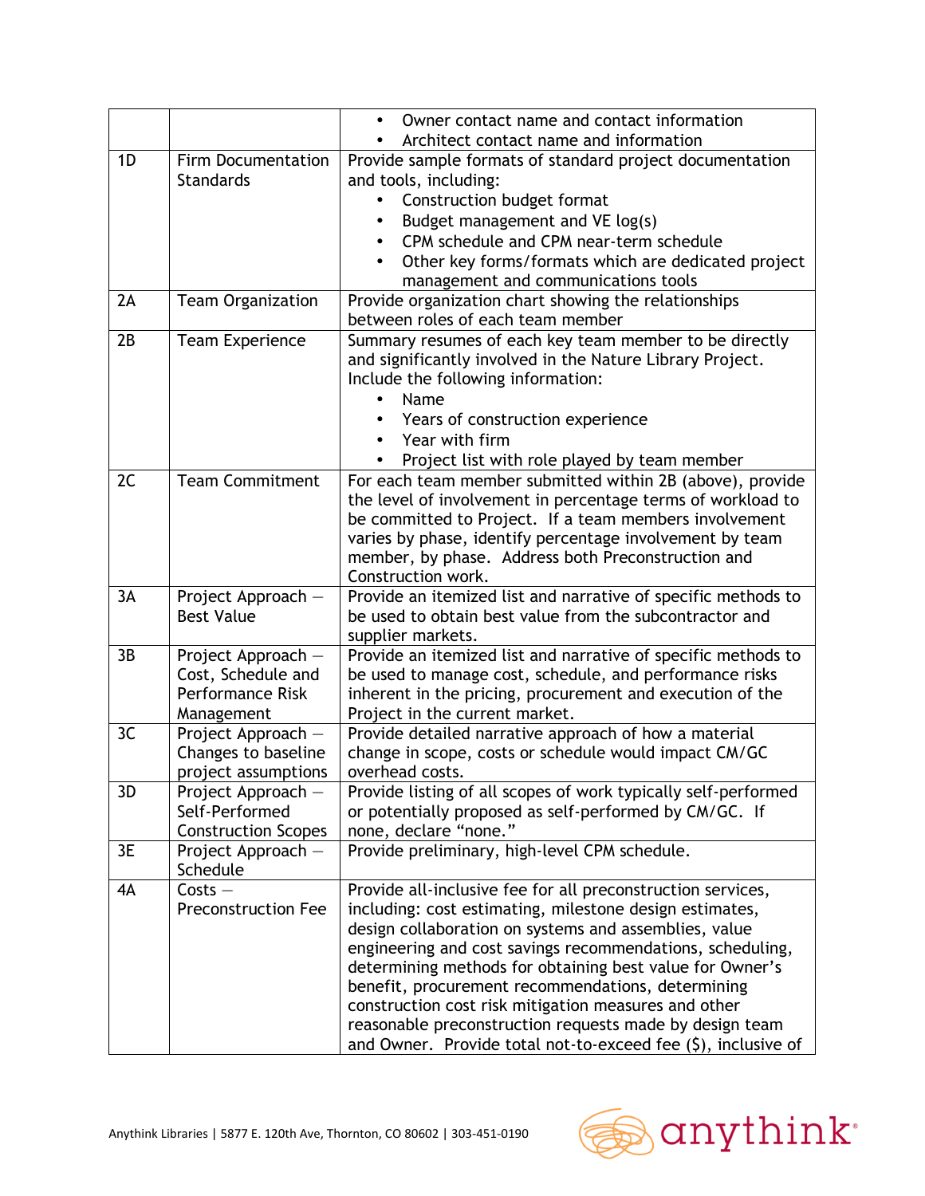| | | • Owner contact name and contact information<br>• Architect contact name and information |
|---|---|---|
| 1D | Firm Documentation Standards | Provide sample formats of standard project documentation and tools, including:<br>• Construction budget format<br>• Budget management and VE log(s)<br>• CPM schedule and CPM near-term schedule<br>• Other key forms/formats which are dedicated project management and communications tools |
| 2A | Team Organization | Provide organization chart showing the relationships between roles of each team member |
| 2B | Team Experience | Summary resumes of each key team member to be directly and significantly involved in the Nature Library Project. Include the following information:<br>• Name<br>• Years of construction experience<br>• Year with firm<br>• Project list with role played by team member |
| 2C | Team Commitment | For each team member submitted within 2B (above), provide the level of involvement in percentage terms of workload to be committed to Project. If a team members involvement varies by phase, identify percentage involvement by team member, by phase. Address both Preconstruction and Construction work. |
| 3A | Project Approach – Best Value | Provide an itemized list and narrative of specific methods to be used to obtain best value from the subcontractor and supplier markets. |
| 3B | Project Approach – Cost, Schedule and Performance Risk Management | Provide an itemized list and narrative of specific methods to be used to manage cost, schedule, and performance risks inherent in the pricing, procurement and execution of the Project in the current market. |
| 3C | Project Approach – Changes to baseline project assumptions | Provide detailed narrative approach of how a material change in scope, costs or schedule would impact CM/GC overhead costs. |
| 3D | Project Approach – Self-Performed Construction Scopes | Provide listing of all scopes of work typically self-performed or potentially proposed as self-performed by CM/GC. If none, declare "none." |
| 3E | Project Approach – Schedule | Provide preliminary, high-level CPM schedule. |
| 4A | Costs – Preconstruction Fee | Provide all-inclusive fee for all preconstruction services, including: cost estimating, milestone design estimates, design collaboration on systems and assemblies, value engineering and cost savings recommendations, scheduling, determining methods for obtaining best value for Owner's benefit, procurement recommendations, determining construction cost risk mitigation measures and other reasonable preconstruction requests made by design team and Owner. Provide total not-to-exceed fee ($), inclusive of |

Anythink Libraries | 5877 E. 120th Ave, Thornton, CO 80602 | 303-451-0190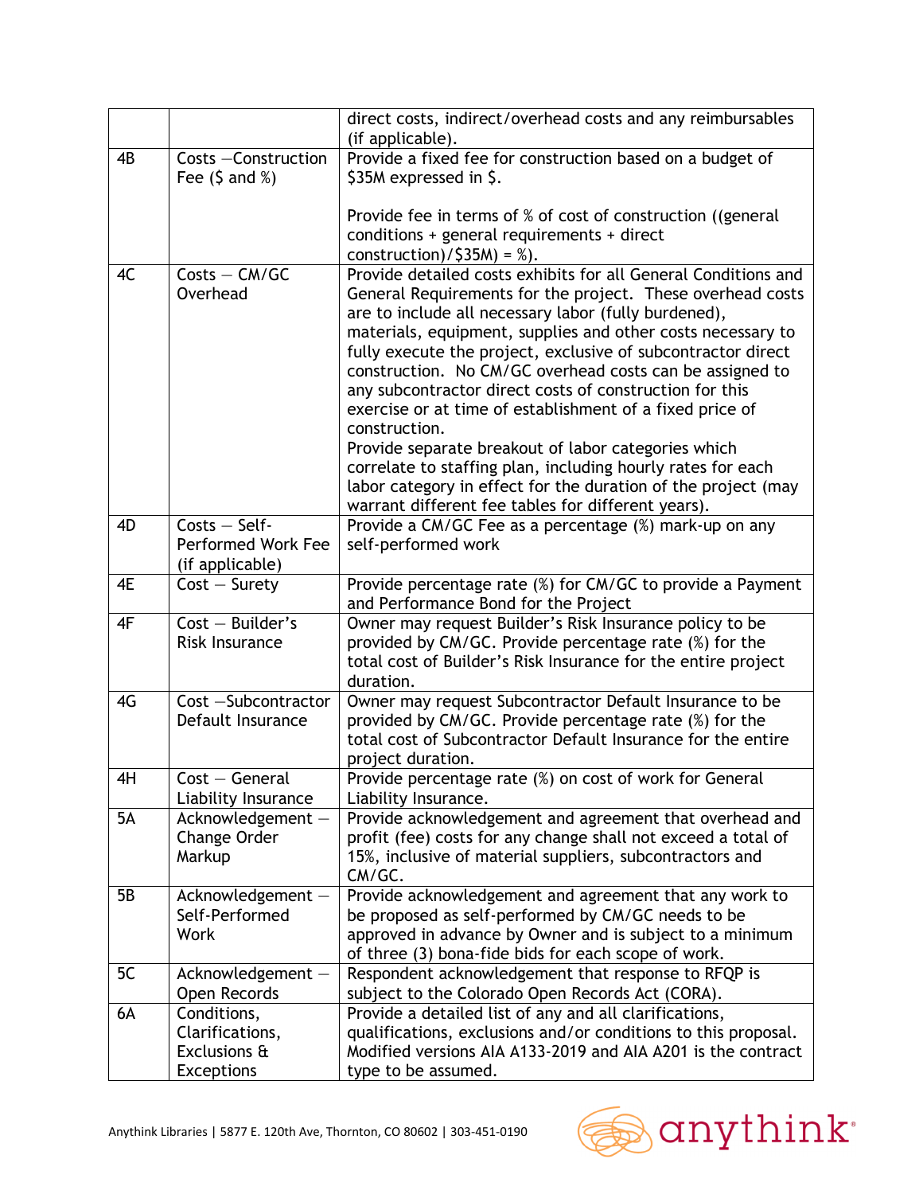| | | |
|---|---|---|
| | | direct costs, indirect/overhead costs and any reimbursables (if applicable). |
| 4B | Costs –Construction Fee ($ and %) | Provide a fixed fee for construction based on a budget of $35M expressed in $.<br><br>Provide fee in terms of % of cost of construction ((general conditions + general requirements + direct construction)/$35M) = %). |
| 4C | Costs – CM/GC Overhead | Provide detailed costs exhibits for all General Conditions and General Requirements for the project. These overhead costs are to include all necessary labor (fully burdened), materials, equipment, supplies and other costs necessary to fully execute the project, exclusive of subcontractor direct construction. No CM/GC overhead costs can be assigned to any subcontractor direct costs of construction for this exercise or at time of establishment of a fixed price of construction.<br>Provide separate breakout of labor categories which correlate to staffing plan, including hourly rates for each labor category in effect for the duration of the project (may warrant different fee tables for different years). |
| 4D | Costs – Self-Performed Work Fee (if applicable) | Provide a CM/GC Fee as a percentage (%) mark-up on any self-performed work |
| 4E | Cost – Surety | Provide percentage rate (%) for CM/GC to provide a Payment and Performance Bond for the Project |
| 4F | Cost – Builder's Risk Insurance | Owner may request Builder's Risk Insurance policy to be provided by CM/GC. Provide percentage rate (%) for the total cost of Builder's Risk Insurance for the entire project duration. |
| 4G | Cost –Subcontractor Default Insurance | Owner may request Subcontractor Default Insurance to be provided by CM/GC. Provide percentage rate (%) for the total cost of Subcontractor Default Insurance for the entire project duration. |
| 4H | Cost – General Liability Insurance | Provide percentage rate (%) on cost of work for General Liability Insurance. |
| 5A | Acknowledgement – Change Order Markup | Provide acknowledgement and agreement that overhead and profit (fee) costs for any change shall not exceed a total of 15%, inclusive of material suppliers, subcontractors and CM/GC. |
| 5B | Acknowledgement – Self-Performed Work | Provide acknowledgement and agreement that any work to be proposed as self-performed by CM/GC needs to be approved in advance by Owner and is subject to a minimum of three (3) bona-fide bids for each scope of work. |
| 5C | Acknowledgement – Open Records | Respondent acknowledgement that response to RFQP is subject to the Colorado Open Records Act (CORA). |
| 6A | Conditions, Clarifications, Exclusions & Exceptions | Provide a detailed list of any and all clarifications, qualifications, exclusions and/or conditions to this proposal. Modified versions AIA A133-2019 and AIA A201 is the contract type to be assumed. |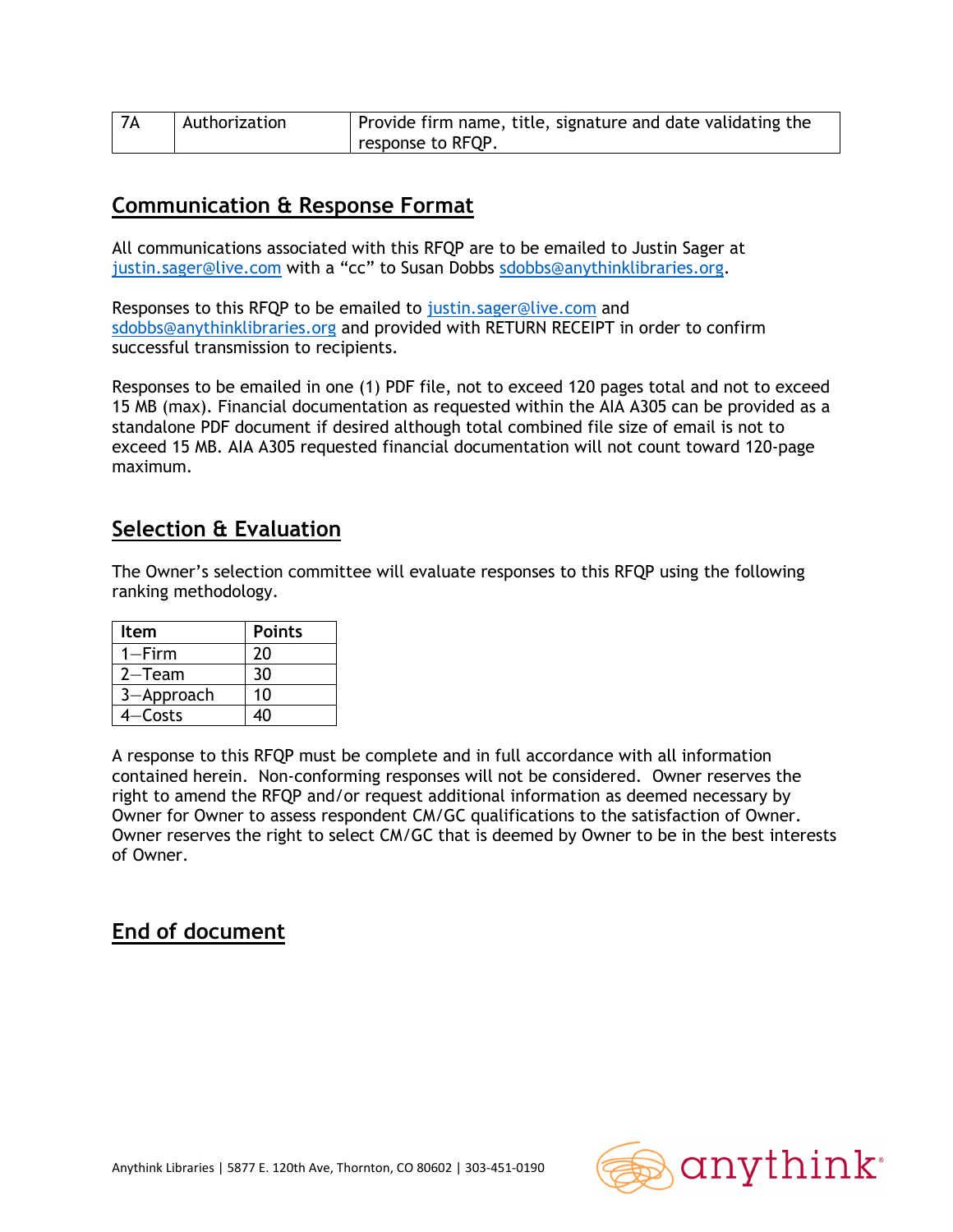| | | |
|---|---|---|
| 7A | Authorization | Provide firm name, title, signature and date validating the response to RFQP. |

## Communication & Response Format

All communications associated with this RFQP are to be emailed to Justin Sager at justin.sager@live.com with a "cc" to Susan Dobbs sdobbs@anythinklibraries.org.

Responses to this RFQP to be emailed to justin.sager@live.com and sdobbs@anythinklibraries.org and provided with RETURN RECEIPT in order to confirm successful transmission to recipients.

Responses to be emailed in one (1) PDF file, not to exceed 120 pages total and not to exceed 15 MB (max). Financial documentation as requested within the AIA A305 can be provided as a standalone PDF document if desired although total combined file size of email is not to exceed 15 MB. AIA A305 requested financial documentation will not count toward 120-page maximum.

## Selection & Evaluation

The Owner's selection committee will evaluate responses to this RFQP using the following ranking methodology.

| Item | Points |
|---|---|
| 1—Firm | 20 |
| 2—Team | 30 |
| 3—Approach | 10 |
| 4—Costs | 40 |

A response to this RFQP must be complete and in full accordance with all information contained herein. Non-conforming responses will not be considered. Owner reserves the right to amend the RFQP and/or request additional information as deemed necessary by Owner for Owner to assess respondent CM/GC qualifications to the satisfaction of Owner. Owner reserves the right to select CM/GC that is deemed by Owner to be in the best interests of Owner.

## End of document